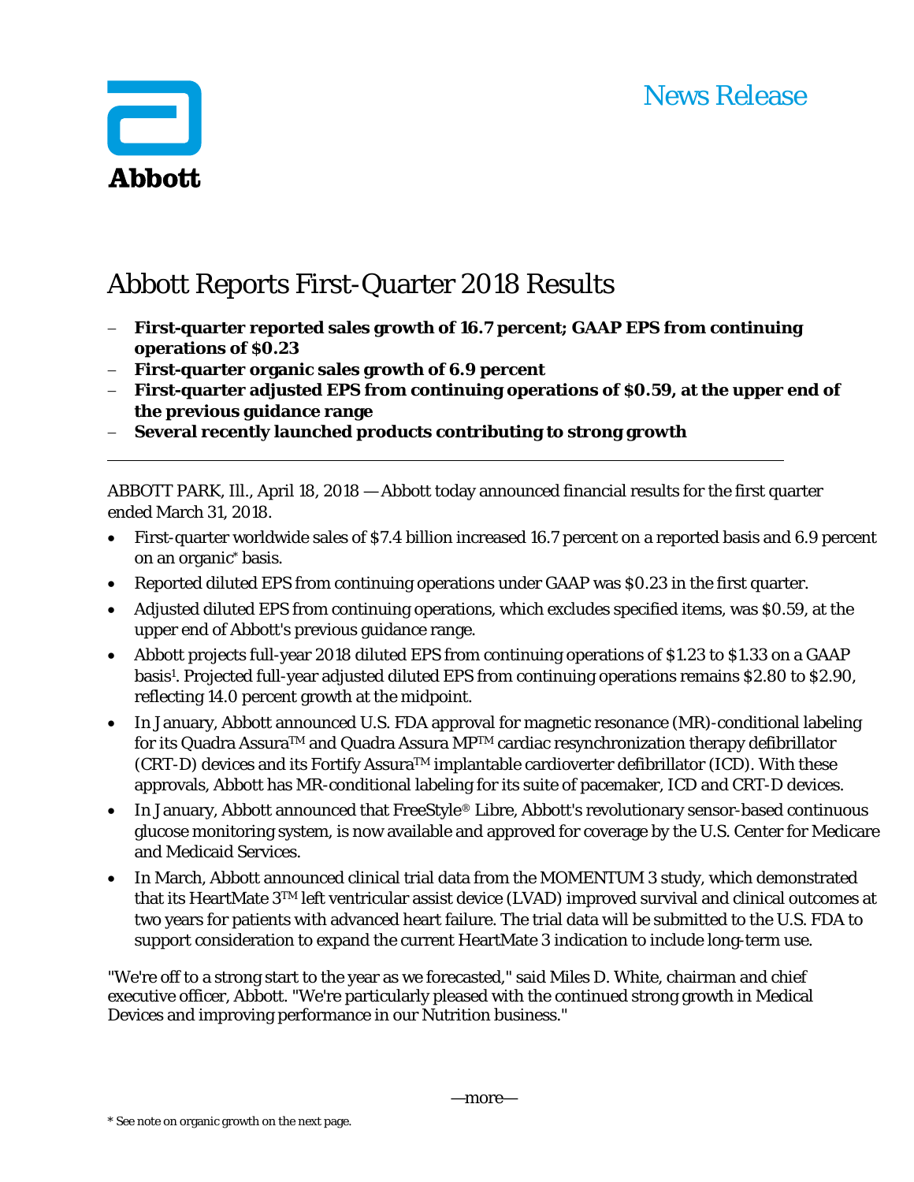News Release

Abbott

# Abbott Reports First-Quarter 2018 Results

- **First-quarter reported sales growth of 16.7 percent; GAAP EPS from continuing operations of $0.23**
- **First-quarter organic sales growth of 6.9 percent**
- **First-quarter adjusted EPS from continuing operations of $0.59, at the upper end of the previous guidance range**
- **Several recently launched products contributing to strong growth**

---

ABBOTT PARK, Ill., April 18, 2018 — Abbott today announced financial results for the first quarter ended March 31, 2018.

- First-quarter worldwide sales of $7.4 billion increased 16.7 percent on a reported basis and 6.9 percent on an organic* basis.
- Reported diluted EPS from continuing operations under GAAP was $0.23 in the first quarter.
- Adjusted diluted EPS from continuing operations, which excludes specified items, was $0.59, at the upper end of Abbott's previous guidance range.
- Abbott projects full-year 2018 diluted EPS from continuing operations of $1.23 to $1.33 on a GAAP basis[1]. Projected full-year adjusted diluted EPS from continuing operations remains $2.80 to $2.90, reflecting 14.0 percent growth at the midpoint.
- In January, Abbott announced U.S. FDA approval for magnetic resonance (MR)-conditional labeling for its Quadra Assura™ and Quadra Assura MP™ cardiac resynchronization therapy defibrillator (CRT-D) devices and its Fortify Assura™ implantable cardioverter defibrillator (ICD). With these approvals, Abbott has MR-conditional labeling for its suite of pacemaker, ICD and CRT-D devices.
- In January, Abbott announced that FreeStyle® Libre, Abbott's revolutionary sensor-based continuous glucose monitoring system, is now available and approved for coverage by the U.S. Center for Medicare and Medicaid Services.
- In March, Abbott announced clinical trial data from the MOMENTUM 3 study, which demonstrated that its HeartMate 3™ left ventricular assist device (LVAD) improved survival and clinical outcomes at two years for patients with advanced heart failure. The trial data will be submitted to the U.S. FDA to support consideration to expand the current HeartMate 3 indication to include long-term use.

"We're off to a strong start to the year as we forecasted," said Miles D. White, chairman and chief executive officer, Abbott. "We're particularly pleased with the continued strong growth in Medical Devices and improving performance in our Nutrition business."

—more—

* See note on organic growth on the next page.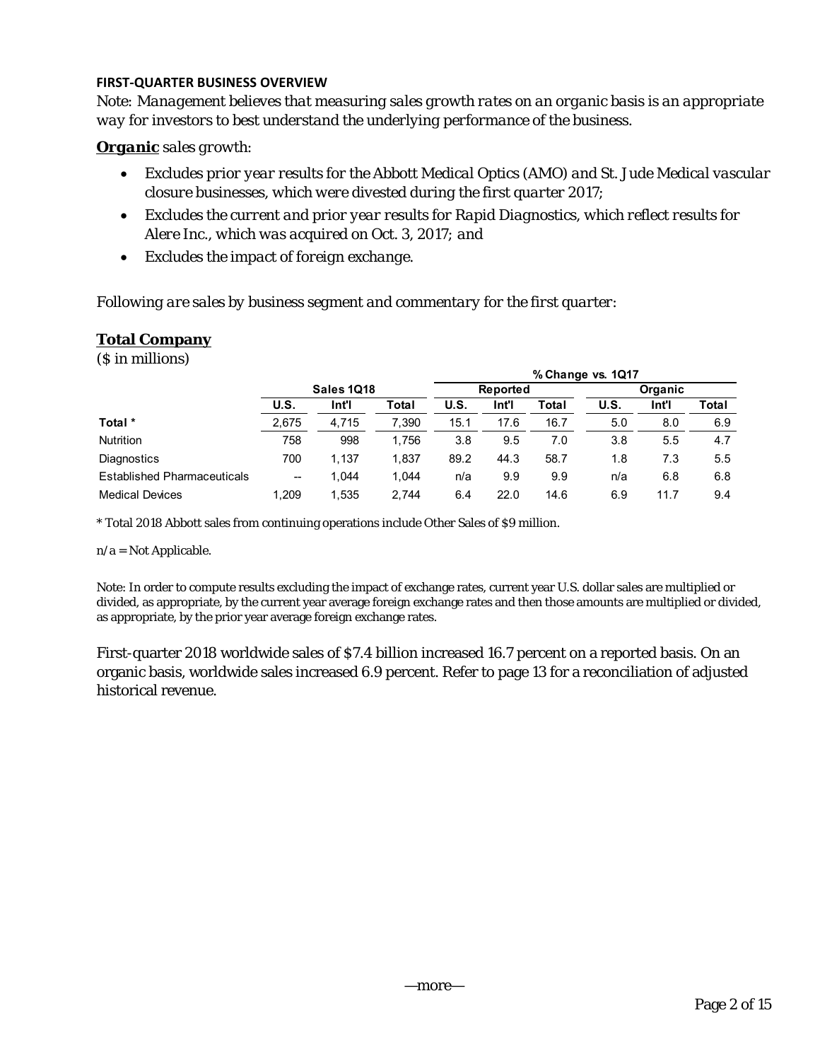**FIRST-QUARTER BUSINESS OVERVIEW**

*Note: Management believes that measuring sales growth rates on an organic basis is an appropriate way for investors to best understand the underlying performance of the business.*

***Organic*** *sales growth:*

- *Excludes prior year results for the Abbott Medical Optics (AMO) and St. Jude Medical vascular closure businesses, which were divested during the first quarter 2017;*
- *Excludes the current and prior year results for Rapid Diagnostics, which reflect results for Alere Inc., which was acquired on Oct. 3, 2017; and*
- *Excludes the impact of foreign exchange.*

*Following are sales by business segment and commentary for the first quarter:*

**Total Company**

($ in millions)

| | Sales 1Q18 | | | % Change vs. 1Q17 | | | | | |
|---|---|---|---|---|---|---|---|---|---|
| | | | | Reported | | | Organic | | |
| | U.S. | Int'l | Total | U.S. | Int'l | Total | U.S. | Int'l | Total |
| Total * | 2,675 | 4,715 | 7,390 | 15.1 | 17.6 | 16.7 | 5.0 | 8.0 | 6.9 |
| Nutrition | 758 | 998 | 1,756 | 3.8 | 9.5 | 7.0 | 3.8 | 5.5 | 4.7 |
| Diagnostics | 700 | 1,137 | 1,837 | 89.2 | 44.3 | 58.7 | 1.8 | 7.3 | 5.5 |
| Established Pharmaceuticals | -- | 1,044 | 1,044 | n/a | 9.9 | 9.9 | n/a | 6.8 | 6.8 |
| Medical Devices | 1,209 | 1,535 | 2,744 | 6.4 | 22.0 | 14.6 | 6.9 | 11.7 | 9.4 |

* Total 2018 Abbott sales from continuing operations include Other Sales of $9 million.

n/a = Not Applicable.

Note: In order to compute results excluding the impact of exchange rates, current year U.S. dollar sales are multiplied or divided, as appropriate, by the current year average foreign exchange rates and then those amounts are multiplied or divided, as appropriate, by the prior year average foreign exchange rates.

First-quarter 2018 worldwide sales of $7.4 billion increased 16.7 percent on a reported basis. On an organic basis, worldwide sales increased 6.9 percent. Refer to page 13 for a reconciliation of adjusted historical revenue.

—more—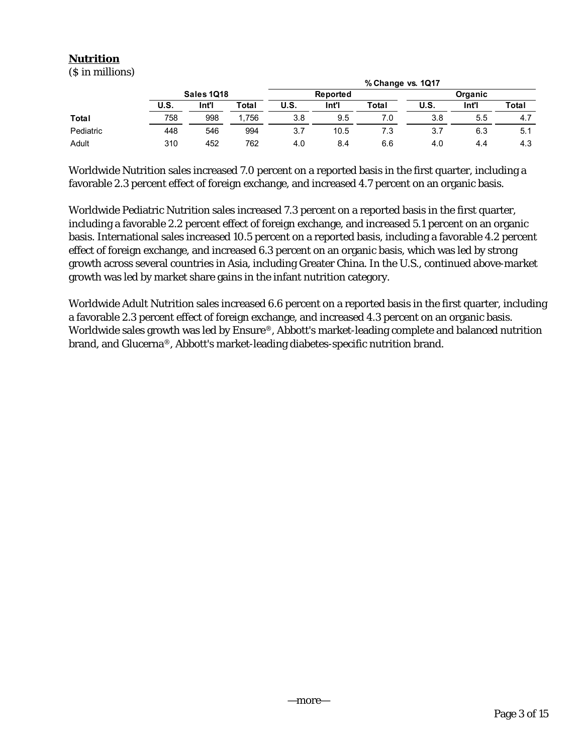## Nutrition

($ in millions)

| | Sales 1Q18 | | | % Change vs. 1Q17 | | | | | |
|---|---|---|---|---|---|---|---|---|---|
| | | | | Reported | | | Organic | | |
| | U.S. | Int'l | Total | U.S. | Int'l | Total | U.S. | Int'l | Total |
| **Total** | 758 | 998 | 1,756 | 3.8 | 9.5 | 7.0 | 3.8 | 5.5 | 4.7 |
| Pediatric | 448 | 546 | 994 | 3.7 | 10.5 | 7.3 | 3.7 | 6.3 | 5.1 |
| Adult | 310 | 452 | 762 | 4.0 | 8.4 | 6.6 | 4.0 | 4.4 | 4.3 |

Worldwide Nutrition sales increased 7.0 percent on a reported basis in the first quarter, including a favorable 2.3 percent effect of foreign exchange, and increased 4.7 percent on an organic basis.

Worldwide Pediatric Nutrition sales increased 7.3 percent on a reported basis in the first quarter, including a favorable 2.2 percent effect of foreign exchange, and increased 5.1 percent on an organic basis. International sales increased 10.5 percent on a reported basis, including a favorable 4.2 percent effect of foreign exchange, and increased 6.3 percent on an organic basis, which was led by strong growth across several countries in Asia, including Greater China. In the U.S., continued above-market growth was led by market share gains in the infant nutrition category.

Worldwide Adult Nutrition sales increased 6.6 percent on a reported basis in the first quarter, including a favorable 2.3 percent effect of foreign exchange, and increased 4.3 percent on an organic basis. Worldwide sales growth was led by Ensure®, Abbott's market-leading complete and balanced nutrition brand, and Glucerna®, Abbott's market-leading diabetes-specific nutrition brand.

—more—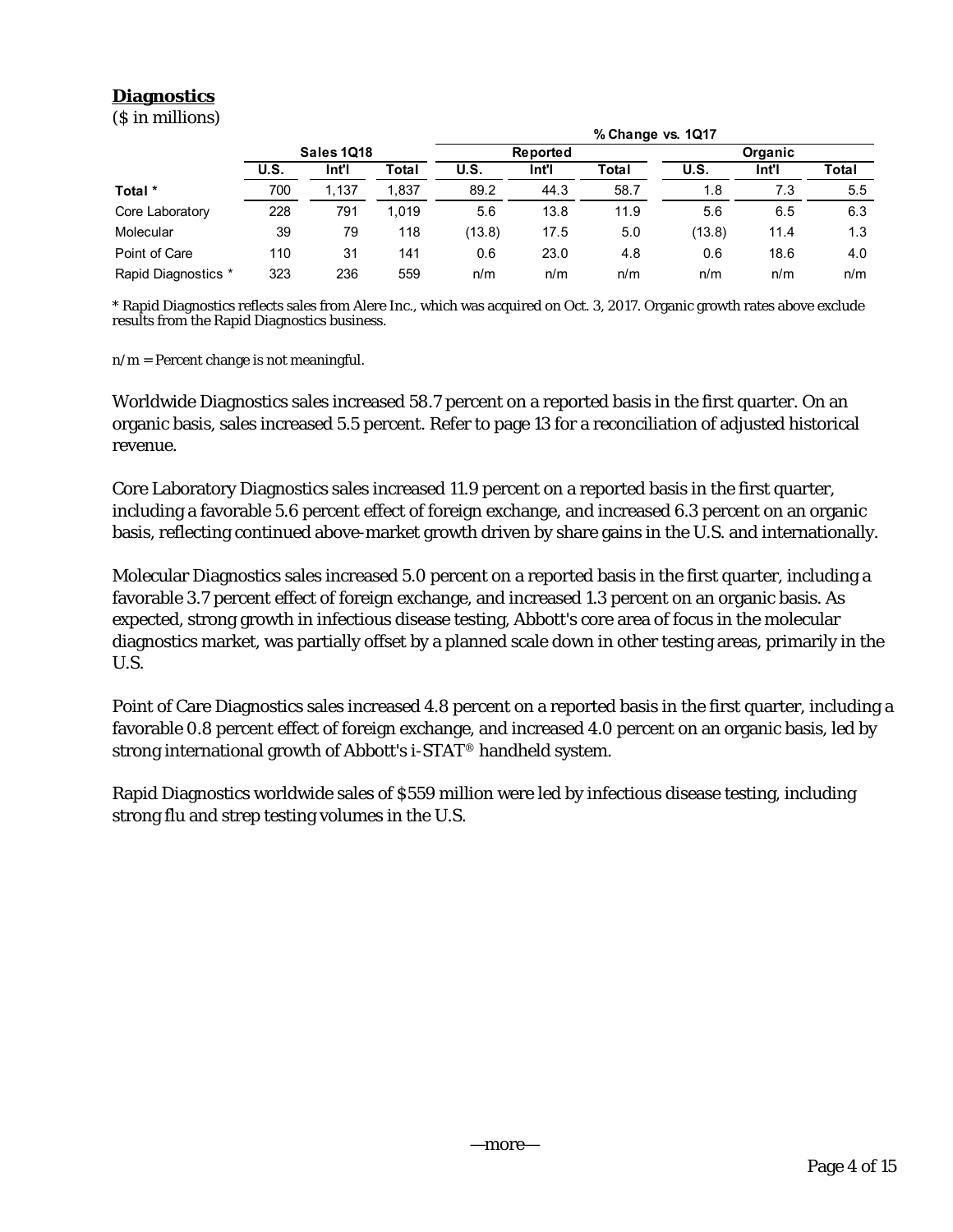## Diagnostics

($ in millions)

| | Sales 1Q18 | | | % Change vs. 1Q17 | | | | | |
|---|---|---|---|---|---|---|---|---|---|
| | | | | Reported | | | Organic | | |
| | U.S. | Int'l | Total | U.S. | Int'l | Total | U.S. | Int'l | Total |
| **Total** * | 700 | 1,137 | 1,837 | 89.2 | 44.3 | 58.7 | 1.8 | 7.3 | 5.5 |
| Core Laboratory | 228 | 791 | 1,019 | 5.6 | 13.8 | 11.9 | 5.6 | 6.5 | 6.3 |
| Molecular | 39 | 79 | 118 | (13.8) | 17.5 | 5.0 | (13.8) | 11.4 | 1.3 |
| Point of Care | 110 | 31 | 141 | 0.6 | 23.0 | 4.8 | 0.6 | 18.6 | 4.0 |
| Rapid Diagnostics * | 323 | 236 | 559 | n/m | n/m | n/m | n/m | n/m | n/m |

* Rapid Diagnostics reflects sales from Alere Inc., which was acquired on Oct. 3, 2017. Organic growth rates above exclude results from the Rapid Diagnostics business.

n/m = Percent change is not meaningful.

Worldwide Diagnostics sales increased 58.7 percent on a reported basis in the first quarter. On an organic basis, sales increased 5.5 percent. Refer to page 13 for a reconciliation of adjusted historical revenue.

Core Laboratory Diagnostics sales increased 11.9 percent on a reported basis in the first quarter, including a favorable 5.6 percent effect of foreign exchange, and increased 6.3 percent on an organic basis, reflecting continued above-market growth driven by share gains in the U.S. and internationally.

Molecular Diagnostics sales increased 5.0 percent on a reported basis in the first quarter, including a favorable 3.7 percent effect of foreign exchange, and increased 1.3 percent on an organic basis. As expected, strong growth in infectious disease testing, Abbott's core area of focus in the molecular diagnostics market, was partially offset by a planned scale down in other testing areas, primarily in the U.S.

Point of Care Diagnostics sales increased 4.8 percent on a reported basis in the first quarter, including a favorable 0.8 percent effect of foreign exchange, and increased 4.0 percent on an organic basis, led by strong international growth of Abbott's i-STAT® handheld system.

Rapid Diagnostics worldwide sales of $559 million were led by infectious disease testing, including strong flu and strep testing volumes in the U.S.

—more—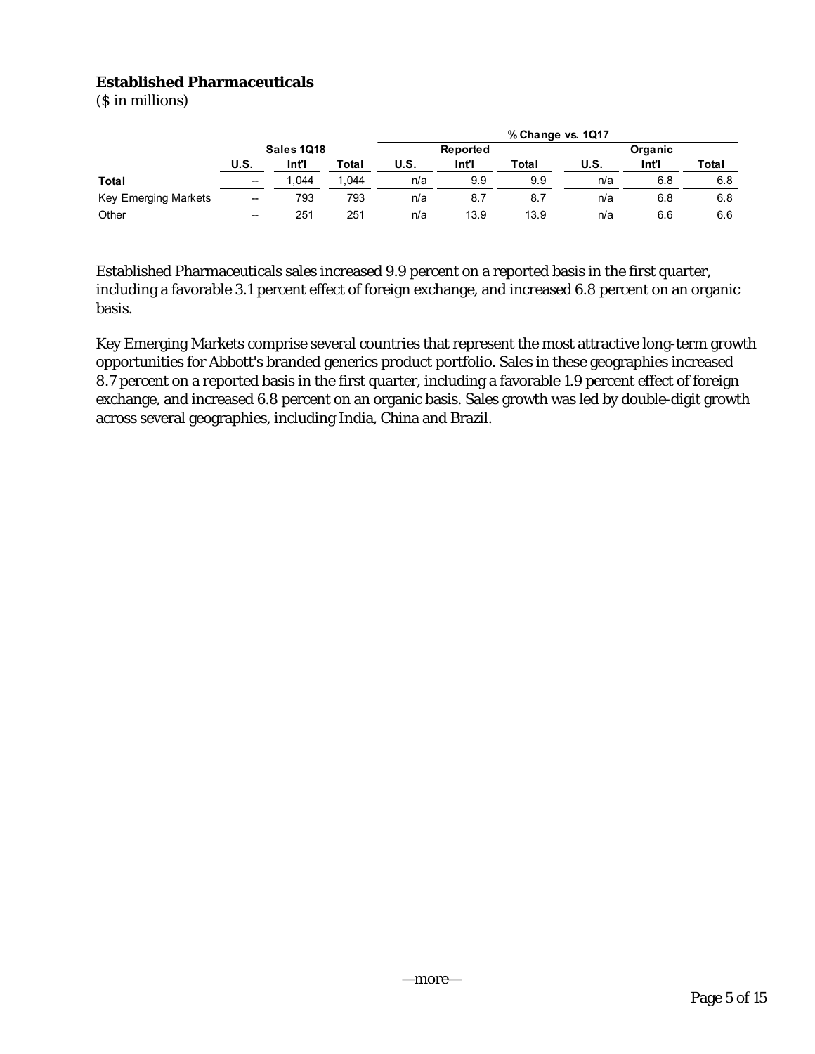## Established Pharmaceuticals

($ in millions)

| | Sales 1Q18 | | | % Change vs. 1Q17 | | | | | |
|---|---|---|---|---|---|---|---|---|---|
| | | | | Reported | | | Organic | | |
| | U.S. | Int'l | Total | U.S. | Int'l | Total | U.S. | Int'l | Total |
| **Total** | -- | 1,044 | 1,044 | n/a | 9.9 | 9.9 | n/a | 6.8 | 6.8 |
| Key Emerging Markets | -- | 793 | 793 | n/a | 8.7 | 8.7 | n/a | 6.8 | 6.8 |
| Other | -- | 251 | 251 | n/a | 13.9 | 13.9 | n/a | 6.6 | 6.6 |

Established Pharmaceuticals sales increased 9.9 percent on a reported basis in the first quarter, including a favorable 3.1 percent effect of foreign exchange, and increased 6.8 percent on an organic basis.

Key Emerging Markets comprise several countries that represent the most attractive long-term growth opportunities for Abbott's branded generics product portfolio. Sales in these geographies increased 8.7 percent on a reported basis in the first quarter, including a favorable 1.9 percent effect of foreign exchange, and increased 6.8 percent on an organic basis. Sales growth was led by double-digit growth across several geographies, including India, China and Brazil.

—more—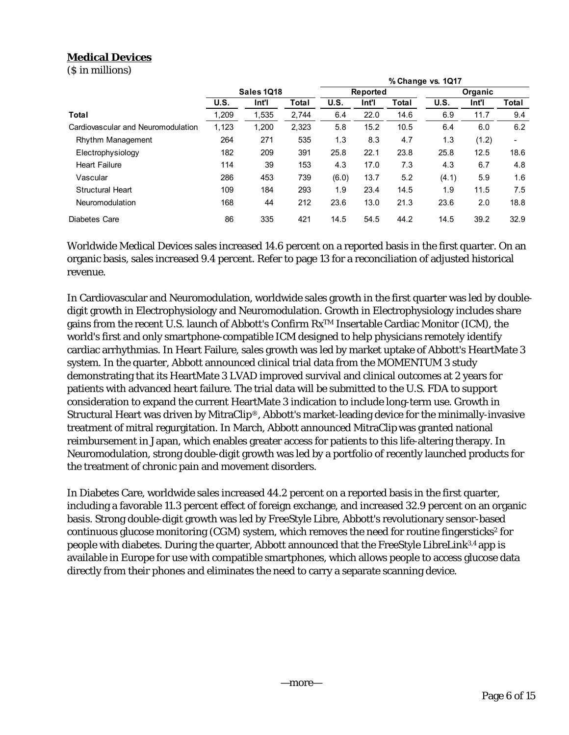## Medical Devices

($ in millions)

| | Sales 1Q18 | | | % Change vs. 1Q17 | | | | | |
|---|---|---|---|---|---|---|---|---|---|
| | | | | Reported | | | Organic | | |
| | U.S. | Int'l | Total | U.S. | Int'l | Total | U.S. | Int'l | Total |
| **Total** | 1,209 | 1,535 | 2,744 | 6.4 | 22.0 | 14.6 | 6.9 | 11.7 | 9.4 |
| Cardiovascular and Neuromodulation | 1,123 | 1,200 | 2,323 | 5.8 | 15.2 | 10.5 | 6.4 | 6.0 | 6.2 |
| Rhythm Management | 264 | 271 | 535 | 1.3 | 8.3 | 4.7 | 1.3 | (1.2) | - |
| Electrophysiology | 182 | 209 | 391 | 25.8 | 22.1 | 23.8 | 25.8 | 12.5 | 18.6 |
| Heart Failure | 114 | 39 | 153 | 4.3 | 17.0 | 7.3 | 4.3 | 6.7 | 4.8 |
| Vascular | 286 | 453 | 739 | (6.0) | 13.7 | 5.2 | (4.1) | 5.9 | 1.6 |
| Structural Heart | 109 | 184 | 293 | 1.9 | 23.4 | 14.5 | 1.9 | 11.5 | 7.5 |
| Neuromodulation | 168 | 44 | 212 | 23.6 | 13.0 | 21.3 | 23.6 | 2.0 | 18.8 |
| Diabetes Care | 86 | 335 | 421 | 14.5 | 54.5 | 44.2 | 14.5 | 39.2 | 32.9 |

Worldwide Medical Devices sales increased 14.6 percent on a reported basis in the first quarter. On an organic basis, sales increased 9.4 percent. Refer to page 13 for a reconciliation of adjusted historical revenue.

In Cardiovascular and Neuromodulation, worldwide sales growth in the first quarter was led by double-digit growth in Electrophysiology and Neuromodulation. Growth in Electrophysiology includes share gains from the recent U.S. launch of Abbott's Confirm Rx™ Insertable Cardiac Monitor (ICM), the world's first and only smartphone-compatible ICM designed to help physicians remotely identify cardiac arrhythmias. In Heart Failure, sales growth was led by market uptake of Abbott's HeartMate 3 system. In the quarter, Abbott announced clinical trial data from the MOMENTUM 3 study demonstrating that its HeartMate 3 LVAD improved survival and clinical outcomes at 2 years for patients with advanced heart failure. The trial data will be submitted to the U.S. FDA to support consideration to expand the current HeartMate 3 indication to include long-term use. Growth in Structural Heart was driven by MitraClip®, Abbott's market-leading device for the minimally-invasive treatment of mitral regurgitation. In March, Abbott announced MitraClip was granted national reimbursement in Japan, which enables greater access for patients to this life-altering therapy. In Neuromodulation, strong double-digit growth was led by a portfolio of recently launched products for the treatment of chronic pain and movement disorders.

In Diabetes Care, worldwide sales increased 44.2 percent on a reported basis in the first quarter, including a favorable 11.3 percent effect of foreign exchange, and increased 32.9 percent on an organic basis. Strong double-digit growth was led by FreeStyle Libre, Abbott's revolutionary sensor-based continuous glucose monitoring (CGM) system, which removes the need for routine fingersticks[2] for people with diabetes. During the quarter, Abbott announced that the FreeStyle LibreLink[3,4] app is available in Europe for use with compatible smartphones, which allows people to access glucose data directly from their phones and eliminates the need to carry a separate scanning device.

—more—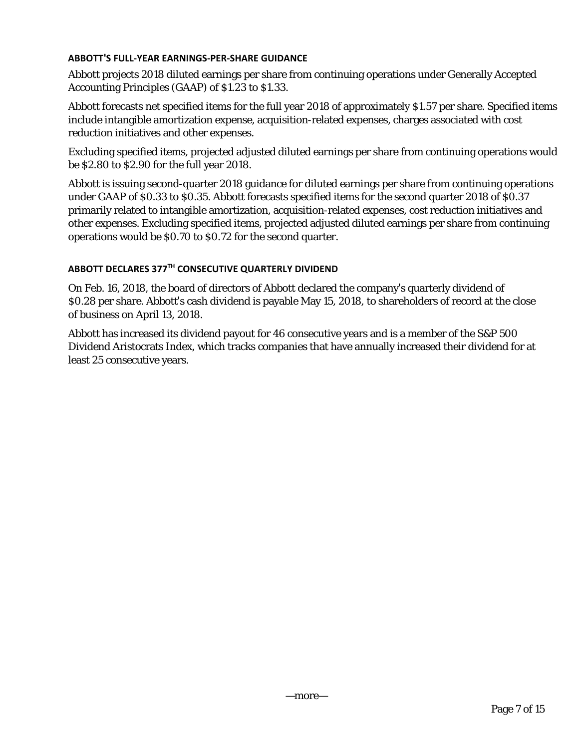## ABBOTT'S FULL-YEAR EARNINGS-PER-SHARE GUIDANCE

Abbott projects 2018 diluted earnings per share from continuing operations under Generally Accepted Accounting Principles (GAAP) of $1.23 to $1.33.

Abbott forecasts net specified items for the full year 2018 of approximately $1.57 per share. Specified items include intangible amortization expense, acquisition-related expenses, charges associated with cost reduction initiatives and other expenses.

Excluding specified items, projected adjusted diluted earnings per share from continuing operations would be $2.80 to $2.90 for the full year 2018.

Abbott is issuing second-quarter 2018 guidance for diluted earnings per share from continuing operations under GAAP of $0.33 to $0.35. Abbott forecasts specified items for the second quarter 2018 of $0.37 primarily related to intangible amortization, acquisition-related expenses, cost reduction initiatives and other expenses. Excluding specified items, projected adjusted diluted earnings per share from continuing operations would be $0.70 to $0.72 for the second quarter.

## ABBOTT DECLARES 377TH CONSECUTIVE QUARTERLY DIVIDEND

On Feb. 16, 2018, the board of directors of Abbott declared the company's quarterly dividend of $0.28 per share. Abbott's cash dividend is payable May 15, 2018, to shareholders of record at the close of business on April 13, 2018.

Abbott has increased its dividend payout for 46 consecutive years and is a member of the S&P 500 Dividend Aristocrats Index, which tracks companies that have annually increased their dividend for at least 25 consecutive years.

—more—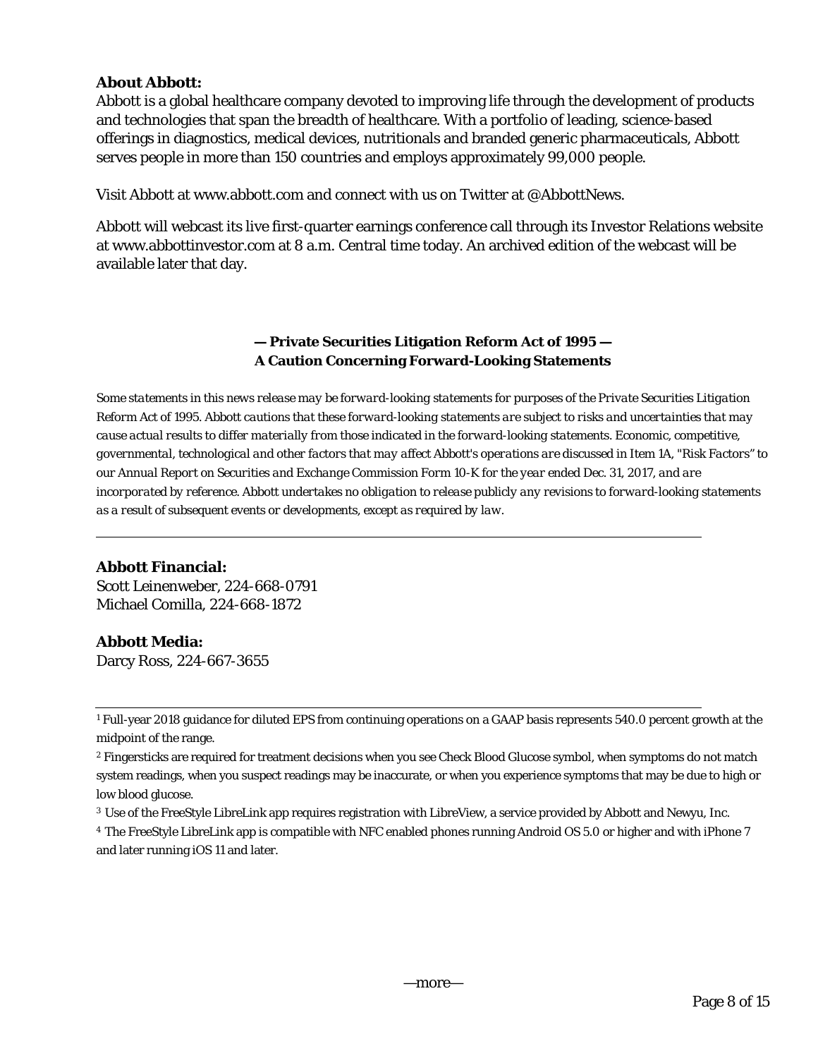**About Abbott:**

Abbott is a global healthcare company devoted to improving life through the development of products and technologies that span the breadth of healthcare. With a portfolio of leading, science-based offerings in diagnostics, medical devices, nutritionals and branded generic pharmaceuticals, Abbott serves people in more than 150 countries and employs approximately 99,000 people.

Visit Abbott at www.abbott.com and connect with us on Twitter at @AbbottNews.

Abbott will webcast its live first-quarter earnings conference call through its Investor Relations website at www.abbottinvestor.com at 8 a.m. Central time today. An archived edition of the webcast will be available later that day.

**— Private Securities Litigation Reform Act of 1995 —**
**A Caution Concerning Forward-Looking Statements**

*Some statements in this news release may be forward-looking statements for purposes of the Private Securities Litigation Reform Act of 1995. Abbott cautions that these forward-looking statements are subject to risks and uncertainties that may cause actual results to differ materially from those indicated in the forward-looking statements. Economic, competitive, governmental, technological and other factors that may affect Abbott's operations are discussed in Item 1A, "Risk Factors" to our Annual Report on Securities and Exchange Commission Form 10-K for the year ended Dec. 31, 2017, and are incorporated by reference. Abbott undertakes no obligation to release publicly any revisions to forward-looking statements as a result of subsequent events or developments, except as required by law.*

---

**Abbott Financial:**
Scott Leinenweber, 224-668-0791
Michael Comilla, 224-668-1872

**Abbott Media:**
Darcy Ross, 224-667-3655

---

[1] Full-year 2018 guidance for diluted EPS from continuing operations on a GAAP basis represents 540.0 percent growth at the midpoint of the range.

[2] Fingersticks are required for treatment decisions when you see Check Blood Glucose symbol, when symptoms do not match system readings, when you suspect readings may be inaccurate, or when you experience symptoms that may be due to high or low blood glucose.

[3] Use of the FreeStyle LibreLink app requires registration with LibreView, a service provided by Abbott and Newyu, Inc.

[4] The FreeStyle LibreLink app is compatible with NFC enabled phones running Android OS 5.0 or higher and with iPhone 7 and later running iOS 11 and later.

—more—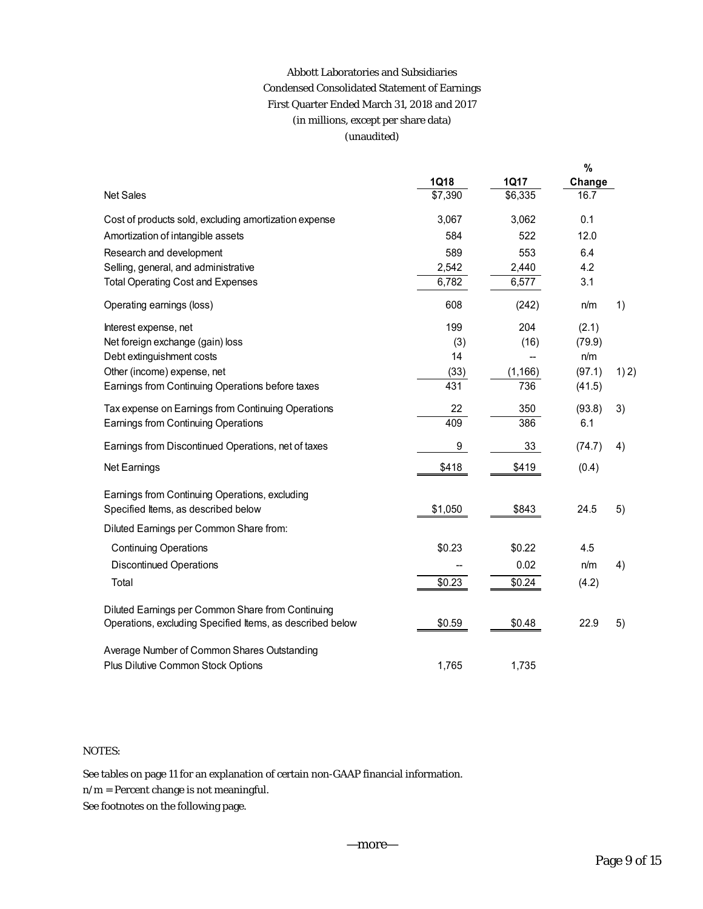Abbott Laboratories and Subsidiaries
Condensed Consolidated Statement of Earnings
First Quarter Ended March 31, 2018 and 2017
(in millions, except per share data)
(unaudited)

| | 1Q18 | 1Q17 | % Change | |
|---|---|---|---|---|
| Net Sales | $7,390 | $6,335 | 16.7 | |
| Cost of products sold, excluding amortization expense | 3,067 | 3,062 | 0.1 | |
| Amortization of intangible assets | 584 | 522 | 12.0 | |
| Research and development | 589 | 553 | 6.4 | |
| Selling, general, and administrative | 2,542 | 2,440 | 4.2 | |
| Total Operating Cost and Expenses | 6,782 | 6,577 | 3.1 | |
| Operating earnings (loss) | 608 | (242) | n/m | 1) |
| Interest expense, net | 199 | 204 | (2.1) | |
| Net foreign exchange (gain) loss | (3) | (16) | (79.9) | |
| Debt extinguishment costs | 14 | -- | n/m | |
| Other (income) expense, net | (33) | (1,166) | (97.1) | 1) 2) |
| Earnings from Continuing Operations before taxes | 431 | 736 | (41.5) | |
| Tax expense on Earnings from Continuing Operations | 22 | 350 | (93.8) | 3) |
| Earnings from Continuing Operations | 409 | 386 | 6.1 | |
| Earnings from Discontinued Operations, net of taxes | 9 | 33 | (74.7) | 4) |
| Net Earnings | $418 | $419 | (0.4) | |
| Earnings from Continuing Operations, excluding Specified Items, as described below | $1,050 | $843 | 24.5 | 5) |
| Diluted Earnings per Common Share from: | | | | |
| Continuing Operations | $0.23 | $0.22 | 4.5 | |
| Discontinued Operations | -- | 0.02 | n/m | 4) |
| Total | $0.23 | $0.24 | (4.2) | |
| Diluted Earnings per Common Share from Continuing Operations, excluding Specified Items, as described below | $0.59 | $0.48 | 22.9 | 5) |
| Average Number of Common Shares Outstanding Plus Dilutive Common Stock Options | 1,765 | 1,735 | | |

NOTES:

See tables on page 11 for an explanation of certain non-GAAP financial information.
n/m = Percent change is not meaningful.
See footnotes on the following page.

—more—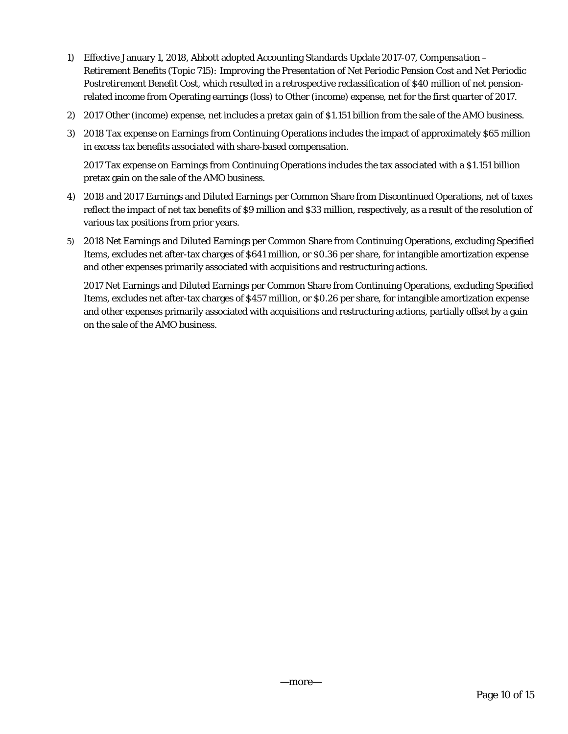1) Effective January 1, 2018, Abbott adopted Accounting Standards Update 2017-07, *Compensation – Retirement Benefits (Topic 715): Improving the Presentation of Net Periodic Pension Cost and Net Periodic Postretirement Benefit Cost*, which resulted in a retrospective reclassification of $40 million of net pension-related income from Operating earnings (loss) to Other (income) expense, net for the first quarter of 2017.

2) 2017 Other (income) expense, net includes a pretax gain of $1.151 billion from the sale of the AMO business.

3) 2018 Tax expense on Earnings from Continuing Operations includes the impact of approximately $65 million in excess tax benefits associated with share-based compensation.

   2017 Tax expense on Earnings from Continuing Operations includes the tax associated with a $1.151 billion pretax gain on the sale of the AMO business.

4) 2018 and 2017 Earnings and Diluted Earnings per Common Share from Discontinued Operations, net of taxes reflect the impact of net tax benefits of $9 million and $33 million, respectively, as a result of the resolution of various tax positions from prior years.

5) 2018 Net Earnings and Diluted Earnings per Common Share from Continuing Operations, excluding Specified Items, excludes net after-tax charges of $641 million, or $0.36 per share, for intangible amortization expense and other expenses primarily associated with acquisitions and restructuring actions.

   2017 Net Earnings and Diluted Earnings per Common Share from Continuing Operations, excluding Specified Items, excludes net after-tax charges of $457 million, or $0.26 per share, for intangible amortization expense and other expenses primarily associated with acquisitions and restructuring actions, partially offset by a gain on the sale of the AMO business.

—more—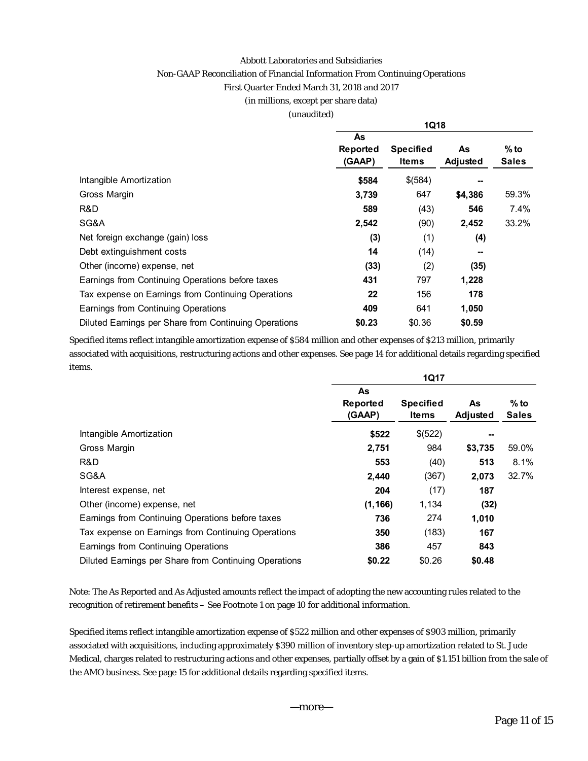Abbott Laboratories and Subsidiaries

Non-GAAP Reconciliation of Financial Information From Continuing Operations

First Quarter Ended March 31, 2018 and 2017

(in millions, except per share data)

(unaudited)

| | 1Q18 | | | |
|---|---|---|---|---|
| | **As Reported (GAAP)** | **Specified Items** | **As Adjusted** | **% to Sales** |
| Intangible Amortization | **$584** | $(584) | **--** | |
| Gross Margin | **3,739** | 647 | **$4,386** | 59.3% |
| R&D | **589** | (43) | **546** | 7.4% |
| SG&A | **2,542** | (90) | **2,452** | 33.2% |
| Net foreign exchange (gain) loss | **(3)** | (1) | **(4)** | |
| Debt extinguishment costs | **14** | (14) | **--** | |
| Other (income) expense, net | **(33)** | (2) | **(35)** | |
| Earnings from Continuing Operations before taxes | **431** | 797 | **1,228** | |
| Tax expense on Earnings from Continuing Operations | **22** | 156 | **178** | |
| Earnings from Continuing Operations | **409** | 641 | **1,050** | |
| Diluted Earnings per Share from Continuing Operations | **$0.23** | $0.36 | **$0.59** | |

Specified items reflect intangible amortization expense of $584 million and other expenses of $213 million, primarily associated with acquisitions, restructuring actions and other expenses. See page 14 for additional details regarding specified items.

| | 1Q17 | | | |
|---|---|---|---|---|
| | **As Reported (GAAP)** | **Specified Items** | **As Adjusted** | **% to Sales** |
| Intangible Amortization | **$522** | $(522) | **--** | |
| Gross Margin | **2,751** | 984 | **$3,735** | 59.0% |
| R&D | **553** | (40) | **513** | 8.1% |
| SG&A | **2,440** | (367) | **2,073** | 32.7% |
| Interest expense, net | **204** | (17) | **187** | |
| Other (income) expense, net | **(1,166)** | 1,134 | **(32)** | |
| Earnings from Continuing Operations before taxes | **736** | 274 | **1,010** | |
| Tax expense on Earnings from Continuing Operations | **350** | (183) | **167** | |
| Earnings from Continuing Operations | **386** | 457 | **843** | |
| Diluted Earnings per Share from Continuing Operations | **$0.22** | $0.26 | **$0.48** | |

Note: The As Reported and As Adjusted amounts reflect the impact of adopting the new accounting rules related to the recognition of retirement benefits – See Footnote 1 on page 10 for additional information.

Specified items reflect intangible amortization expense of $522 million and other expenses of $903 million, primarily associated with acquisitions, including approximately $390 million of inventory step-up amortization related to St. Jude Medical, charges related to restructuring actions and other expenses, partially offset by a gain of $1.151 billion from the sale of the AMO business. See page 15 for additional details regarding specified items.

—more—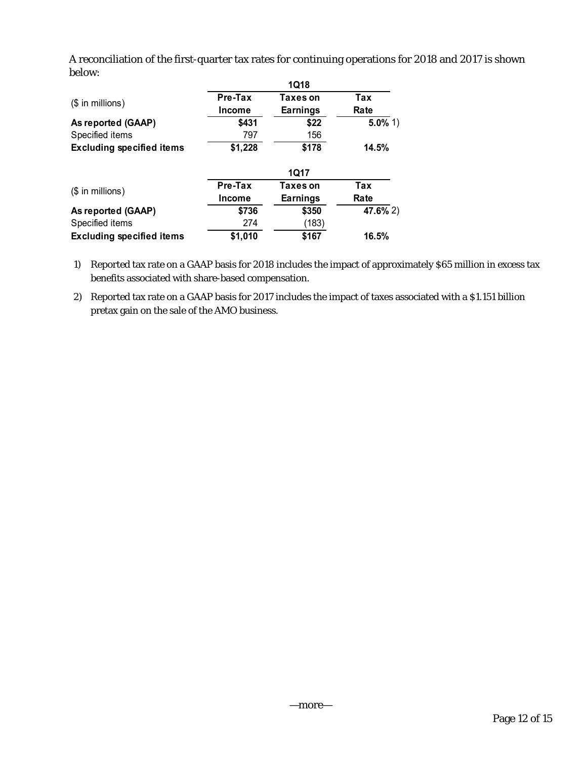A reconciliation of the first-quarter tax rates for continuing operations for 2018 and 2017 is shown below:

| ($ in millions) | 1Q18 | | |
|---|---|---|---|
| | Pre-Tax Income | Taxes on Earnings | Tax Rate |
| **As reported (GAAP)** | **$431** | **$22** | **5.0%** 1) |
| Specified items | 797 | 156 | |
| **Excluding specified items** | **$1,228** | **$178** | **14.5%** |

| ($ in millions) | 1Q17 | | |
|---|---|---|---|
| | Pre-Tax Income | Taxes on Earnings | Tax Rate |
| **As reported (GAAP)** | **$736** | **$350** | **47.6%** 2) |
| Specified items | 274 | (183) | |
| **Excluding specified items** | **$1,010** | **$167** | **16.5%** |

1) Reported tax rate on a GAAP basis for 2018 includes the impact of approximately $65 million in excess tax benefits associated with share-based compensation.

2) Reported tax rate on a GAAP basis for 2017 includes the impact of taxes associated with a $1.151 billion pretax gain on the sale of the AMO business.

—more—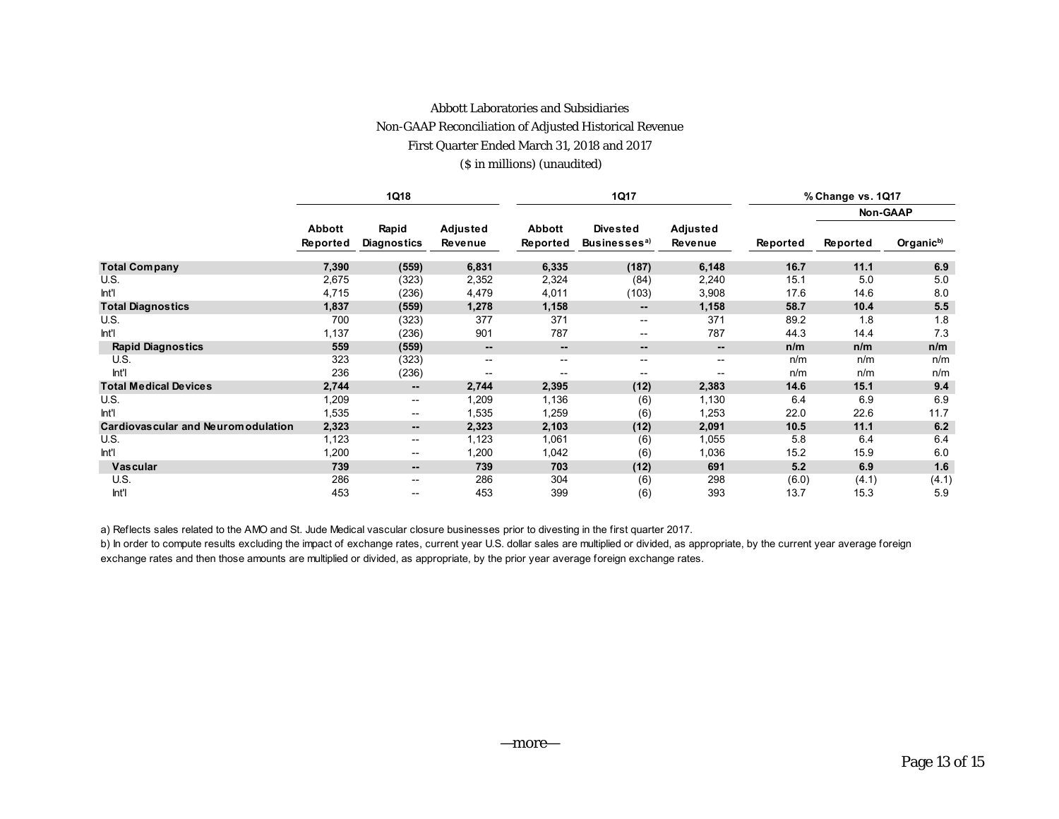Abbott Laboratories and Subsidiaries

Non-GAAP Reconciliation of Adjusted Historical Revenue

First Quarter Ended March 31, 2018 and 2017

($ in millions) (unaudited)

| | 1Q18 | | | 1Q17 | | | % Change vs. 1Q17 | | |
|---|---|---|---|---|---|---|---|---|---|
| | | | | | | | | Non-GAAP | |
| | Abbott Reported | Rapid Diagnostics | Adjusted Revenue | Abbott Reported | Divested Businesses[a)] | Adjusted Revenue | Reported | Reported | Organic[b)] |
| **Total Company** | **7,390** | **(559)** | **6,831** | **6,335** | **(187)** | **6,148** | **16.7** | **11.1** | **6.9** |
| U.S. | 2,675 | (323) | 2,352 | 2,324 | (84) | 2,240 | 15.1 | 5.0 | 5.0 |
| Int'l | 4,715 | (236) | 4,479 | 4,011 | (103) | 3,908 | 17.6 | 14.6 | 8.0 |
| **Total Diagnostics** | **1,837** | **(559)** | **1,278** | **1,158** | **--** | **1,158** | **58.7** | **10.4** | **5.5** |
| U.S. | 700 | (323) | 377 | 371 | -- | 371 | 89.2 | 1.8 | 1.8 |
| Int'l | 1,137 | (236) | 901 | 787 | -- | 787 | 44.3 | 14.4 | 7.3 |
| **Rapid Diagnostics** | **559** | **(559)** | **--** | **--** | **--** | **--** | **n/m** | **n/m** | **n/m** |
| U.S. | 323 | (323) | -- | -- | -- | -- | n/m | n/m | n/m |
| Int'l | 236 | (236) | -- | -- | -- | -- | n/m | n/m | n/m |
| **Total Medical Devices** | **2,744** | **--** | **2,744** | **2,395** | **(12)** | **2,383** | **14.6** | **15.1** | **9.4** |
| U.S. | 1,209 | -- | 1,209 | 1,136 | (6) | 1,130 | 6.4 | 6.9 | 6.9 |
| Int'l | 1,535 | -- | 1,535 | 1,259 | (6) | 1,253 | 22.0 | 22.6 | 11.7 |
| **Cardiovascular and Neuromodulation** | **2,323** | **--** | **2,323** | **2,103** | **(12)** | **2,091** | **10.5** | **11.1** | **6.2** |
| U.S. | 1,123 | -- | 1,123 | 1,061 | (6) | 1,055 | 5.8 | 6.4 | 6.4 |
| Int'l | 1,200 | -- | 1,200 | 1,042 | (6) | 1,036 | 15.2 | 15.9 | 6.0 |
| **Vascular** | **739** | **--** | **739** | **703** | **(12)** | **691** | **5.2** | **6.9** | **1.6** |
| U.S. | 286 | -- | 286 | 304 | (6) | 298 | (6.0) | (4.1) | (4.1) |
| Int'l | 453 | -- | 453 | 399 | (6) | 393 | 13.7 | 15.3 | 5.9 |

a) Reflects sales related to the AMO and St. Jude Medical vascular closure businesses prior to divesting in the first quarter 2017.

b) In order to compute results excluding the impact of exchange rates, current year U.S. dollar sales are multiplied or divided, as appropriate, by the current year average foreign exchange rates and then those amounts are multiplied or divided, as appropriate, by the prior year average foreign exchange rates.

—more—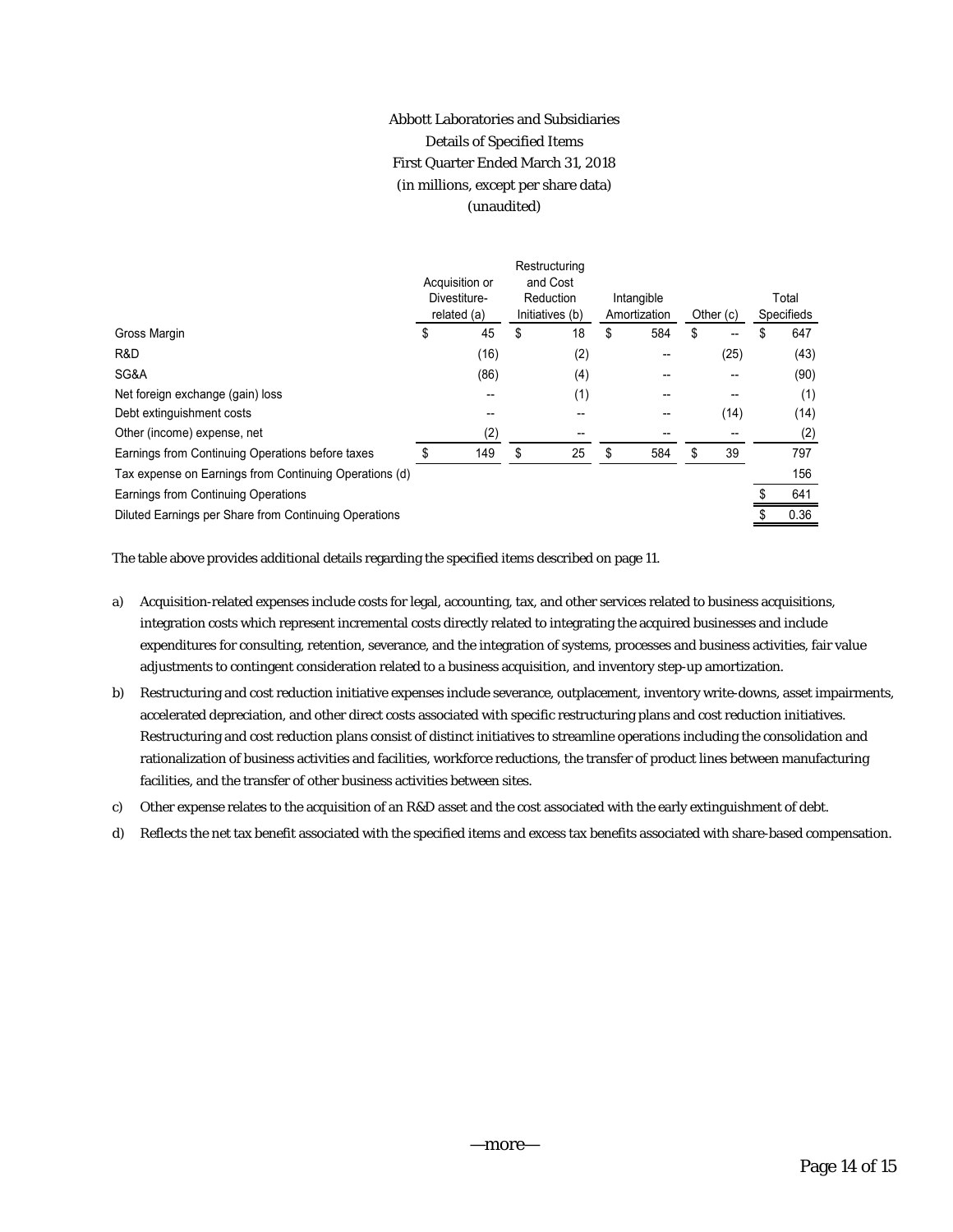# Abbott Laboratories and Subsidiaries

Details of Specified Items

First Quarter Ended March 31, 2018

(in millions, except per share data)

(unaudited)

| | Acquisition or Divestiture-related (a) | Restructuring and Cost Reduction Initiatives (b) | Intangible Amortization | Other (c) | Total Specifieds |
|---|---|---|---|---|---|
| Gross Margin | $ 45 | $ 18 | $ 584 | $ -- | $ 647 |
| R&D | (16) | (2) | -- | (25) | (43) |
| SG&A | (86) | (4) | -- | -- | (90) |
| Net foreign exchange (gain) loss | -- | (1) | -- | -- | (1) |
| Debt extinguishment costs | -- | -- | -- | (14) | (14) |
| Other (income) expense, net | (2) | -- | -- | -- | (2) |
| Earnings from Continuing Operations before taxes | $ 149 | $ 25 | $ 584 | $ 39 | 797 |
| Tax expense on Earnings from Continuing Operations (d) | | | | | 156 |
| Earnings from Continuing Operations | | | | | $ 641 |
| Diluted Earnings per Share from Continuing Operations | | | | | $ 0.36 |

The table above provides additional details regarding the specified items described on page 11.

a) Acquisition-related expenses include costs for legal, accounting, tax, and other services related to business acquisitions, integration costs which represent incremental costs directly related to integrating the acquired businesses and include expenditures for consulting, retention, severance, and the integration of systems, processes and business activities, fair value adjustments to contingent consideration related to a business acquisition, and inventory step-up amortization.

b) Restructuring and cost reduction initiative expenses include severance, outplacement, inventory write-downs, asset impairments, accelerated depreciation, and other direct costs associated with specific restructuring plans and cost reduction initiatives. Restructuring and cost reduction plans consist of distinct initiatives to streamline operations including the consolidation and rationalization of business activities and facilities, workforce reductions, the transfer of product lines between manufacturing facilities, and the transfer of other business activities between sites.

c) Other expense relates to the acquisition of an R&D asset and the cost associated with the early extinguishment of debt.

d) Reflects the net tax benefit associated with the specified items and excess tax benefits associated with share-based compensation.

—more—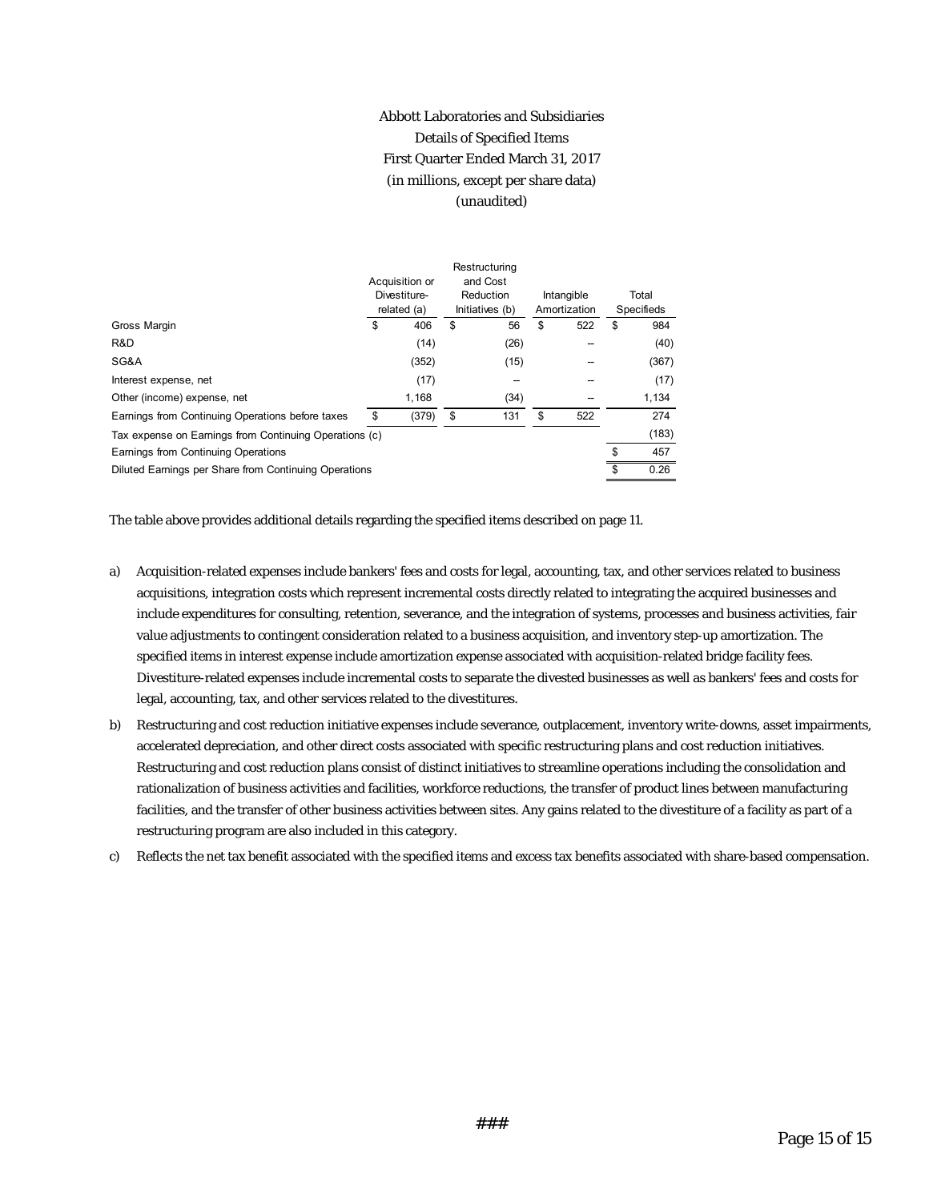Abbott Laboratories and Subsidiaries
Details of Specified Items
First Quarter Ended March 31, 2017
(in millions, except per share data)
(unaudited)

| | Acquisition or Divestiture-related (a) | Restructuring and Cost Reduction Initiatives (b) | Intangible Amortization | Total Specifieds |
|---|---|---|---|---|
| Gross Margin | $ 406 | $ 56 | $ 522 | $ 984 |
| R&D | (14) | (26) | -- | (40) |
| SG&A | (352) | (15) | -- | (367) |
| Interest expense, net | (17) | -- | -- | (17) |
| Other (income) expense, net | 1,168 | (34) | -- | 1,134 |
| Earnings from Continuing Operations before taxes | $ (379) | $ 131 | $ 522 | 274 |
| Tax expense on Earnings from Continuing Operations (c) | | | | (183) |
| Earnings from Continuing Operations | | | | $ 457 |
| Diluted Earnings per Share from Continuing Operations | | | | $ 0.26 |

The table above provides additional details regarding the specified items described on page 11.

a) Acquisition-related expenses include bankers' fees and costs for legal, accounting, tax, and other services related to business acquisitions, integration costs which represent incremental costs directly related to integrating the acquired businesses and include expenditures for consulting, retention, severance, and the integration of systems, processes and business activities, fair value adjustments to contingent consideration related to a business acquisition, and inventory step-up amortization. The specified items in interest expense include amortization expense associated with acquisition-related bridge facility fees. Divestiture-related expenses include incremental costs to separate the divested businesses as well as bankers' fees and costs for legal, accounting, tax, and other services related to the divestitures.

b) Restructuring and cost reduction initiative expenses include severance, outplacement, inventory write-downs, asset impairments, accelerated depreciation, and other direct costs associated with specific restructuring plans and cost reduction initiatives. Restructuring and cost reduction plans consist of distinct initiatives to streamline operations including the consolidation and rationalization of business activities and facilities, workforce reductions, the transfer of product lines between manufacturing facilities, and the transfer of other business activities between sites. Any gains related to the divestiture of a facility as part of a restructuring program are also included in this category.

c) Reflects the net tax benefit associated with the specified items and excess tax benefits associated with share-based compensation.

###